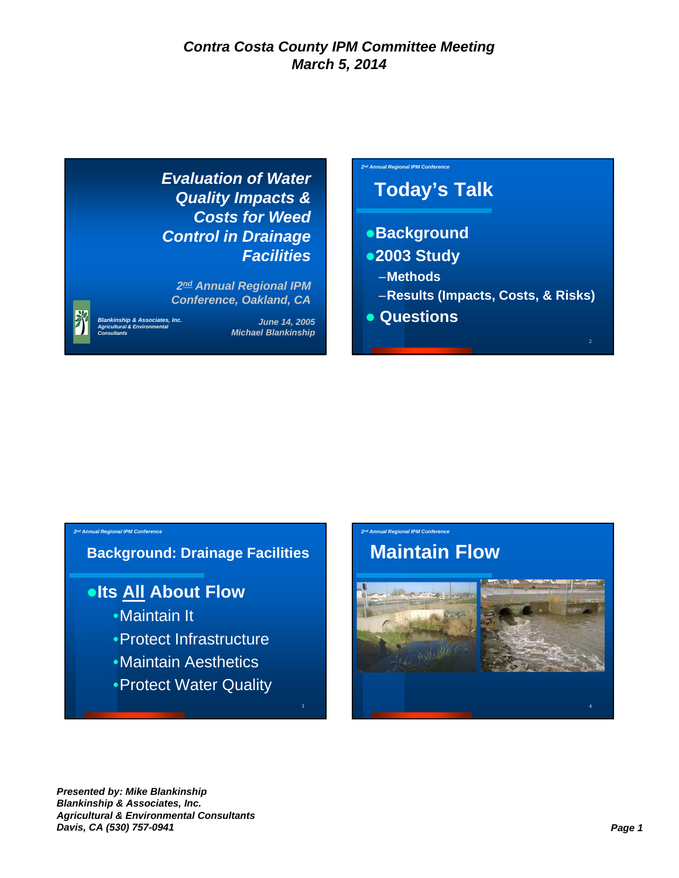## Contra Costa County IPM Committee Meeting
## March 5, 2014

### Evaluation of Water Quality Impacts & Costs for Weed Control in Drainage Facilities

*2nd Annual Regional IPM Conference, Oakland, CA*

*Blankinship & Associates, Inc.*
*Agricultural & Environmental Consultants*

*June 14, 2005*
*Michael Blankinship*

### Today's Talk

- **Background**
- **2003 Study**
  - **Methods**
  - **Results (Impacts, Costs, & Risks)**
- **Questions**

### Background: Drainage Facilities

- **Its <u>All</u> About Flow**
  - Maintain It
  - Protect Infrastructure
  - Maintain Aesthetics
  - Protect Water Quality

### Maintain Flow

*Presented by: Mike Blankinship*
*Blankinship & Associates, Inc.*
*Agricultural & Environmental Consultants*
*Davis, CA (530) 757-0941*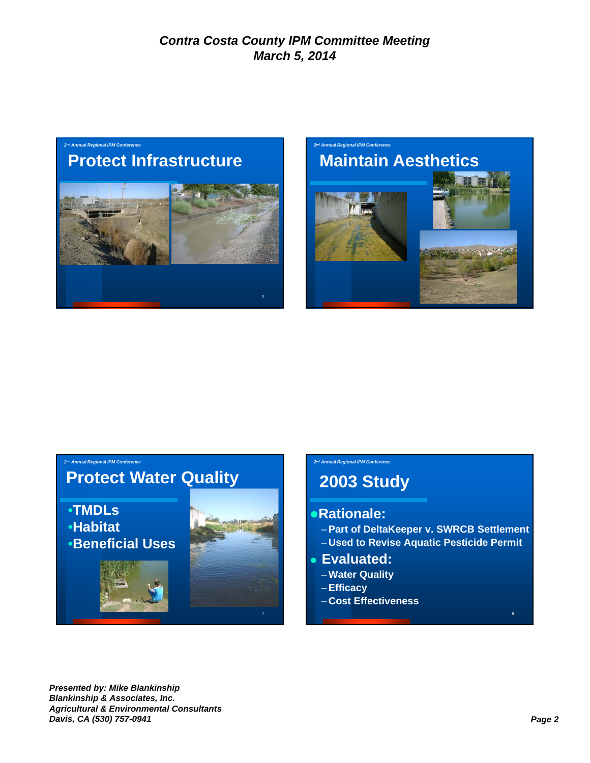## Protect Infrastructure

## Maintain Aesthetics

## Protect Water Quality

- TMDLs
- Habitat
- Beneficial Uses

## 2003 Study

- **Rationale:**
  - Part of DeltaKeeper v. SWRCB Settlement
  - Used to Revise Aquatic Pesticide Permit
- **Evaluated:**
  - Water Quality
  - Efficacy
  - Cost Effectiveness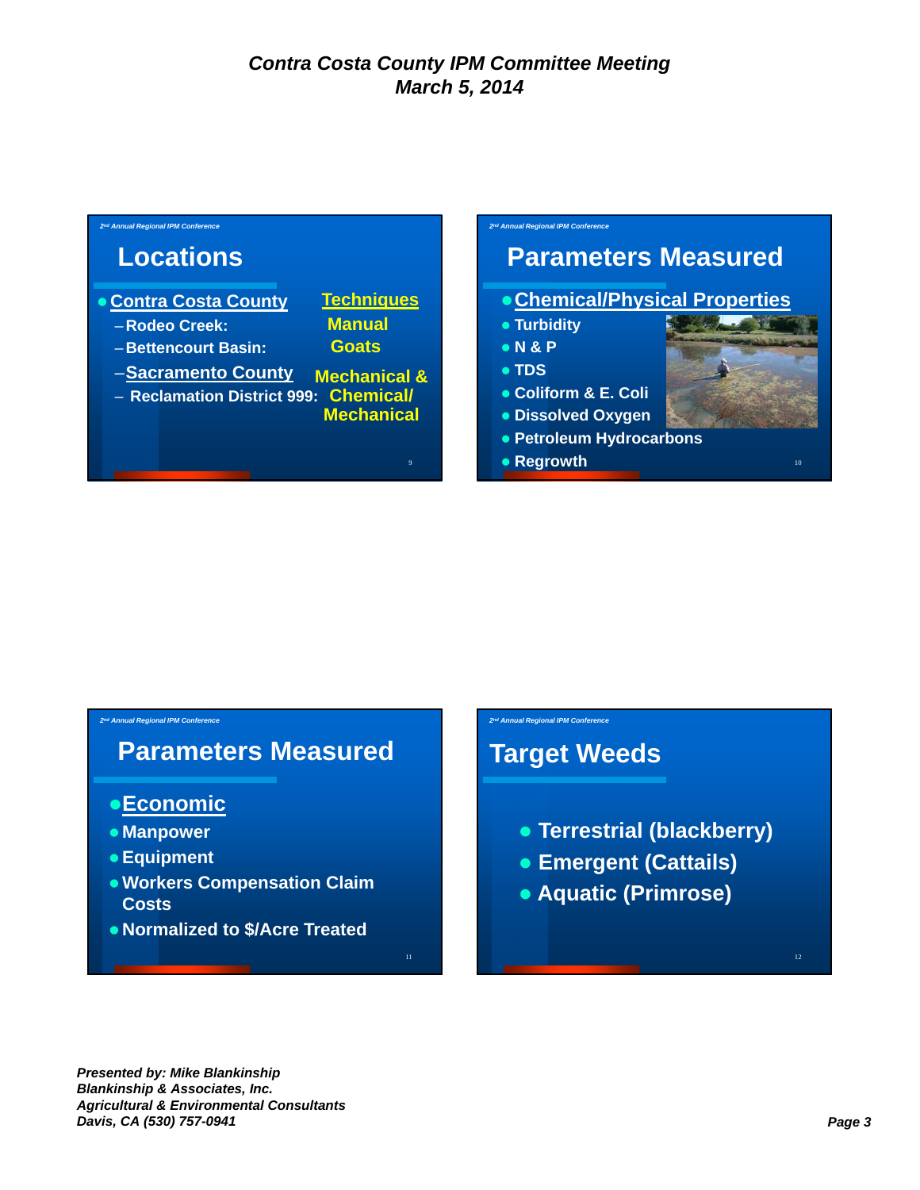*Contra Costa County IPM Committee Meeting*
*March 5, 2014*

## Locations

- **Contra Costa County**
  - Rodeo Creek:
  - Bettencourt Basin:
  - Sacramento County
  - Reclamation District 999:

**Techniques**
- Manual
- Goats
- Mechanical &
- Chemical/ Mechanical

## Parameters Measured

- **Chemical/Physical Properties**
- Turbidity
- N & P
- TDS
- Coliform & E. Coli
- Dissolved Oxygen
- Petroleum Hydrocarbons
- Regrowth

## Parameters Measured

- **Economic**
- Manpower
- Equipment
- Workers Compensation Claim Costs
- Normalized to $/Acre Treated

## Target Weeds

- Terrestrial (blackberry)
- Emergent (Cattails)
- Aquatic (Primrose)

*Presented by: Mike Blankinship*
*Blankinship & Associates, Inc.*
*Agricultural & Environmental Consultants*
*Davis, CA (530) 757-0941*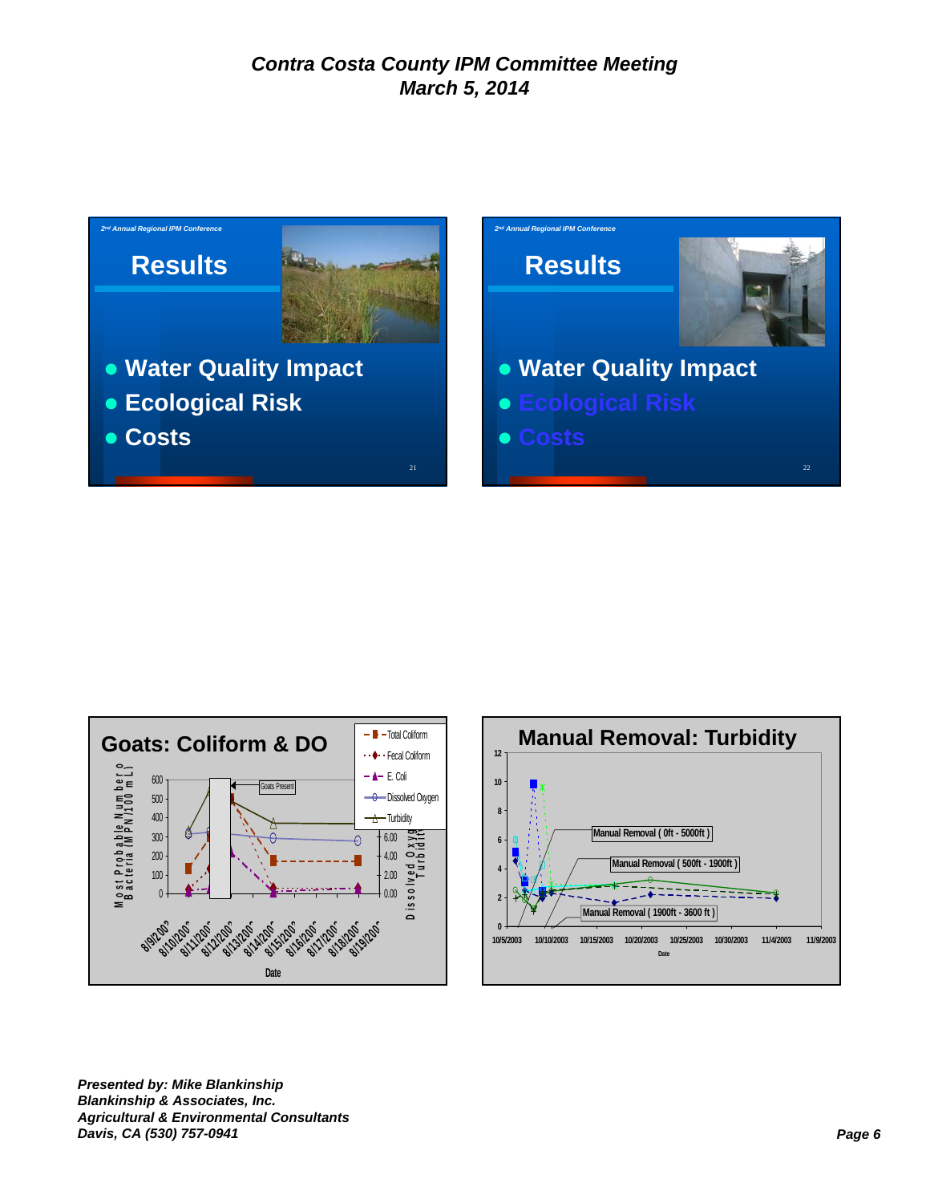*Contra Costa County IPM Committee Meeting*
*March 5, 2014*

*2nd Annual Regional IPM Conference*

## Results

- Water Quality Impact
- Ecological Risk
- Costs

*2nd Annual Regional IPM Conference*

## Results

- Water Quality Impact
- Ecological Risk
- Costs

## Goats: Coliform & DO

Most Probable Number of Bacteria (MPN/100 mL)

Total Coliform, Fecal Coliform, E. Coli, Dissolved Oxygen, Turbidity

Goats Present

Dissolved Oxygen, Turbidity

8/9/2003, 8/10/2003, 8/11/2003, 8/12/2003, 8/13/2003, 8/14/2003, 8/15/2003, 8/16/2003, 8/17/2003, 8/18/2003, 8/19/2003

Date

## Manual Removal: Turbidity

Manual Removal ( 0ft - 5000ft )

Manual Removal ( 500ft - 1900ft )

Manual Removal ( 1900ft - 3600 ft )

10/5/2003, 10/10/2003, 10/15/2003, 10/20/2003, 10/25/2003, 10/30/2003, 11/4/2003, 11/9/2003

Date

*Presented by: Mike Blankinship*
*Blankinship & Associates, Inc.*
*Agricultural & Environmental Consultants*
*Davis, CA (530) 757-0941*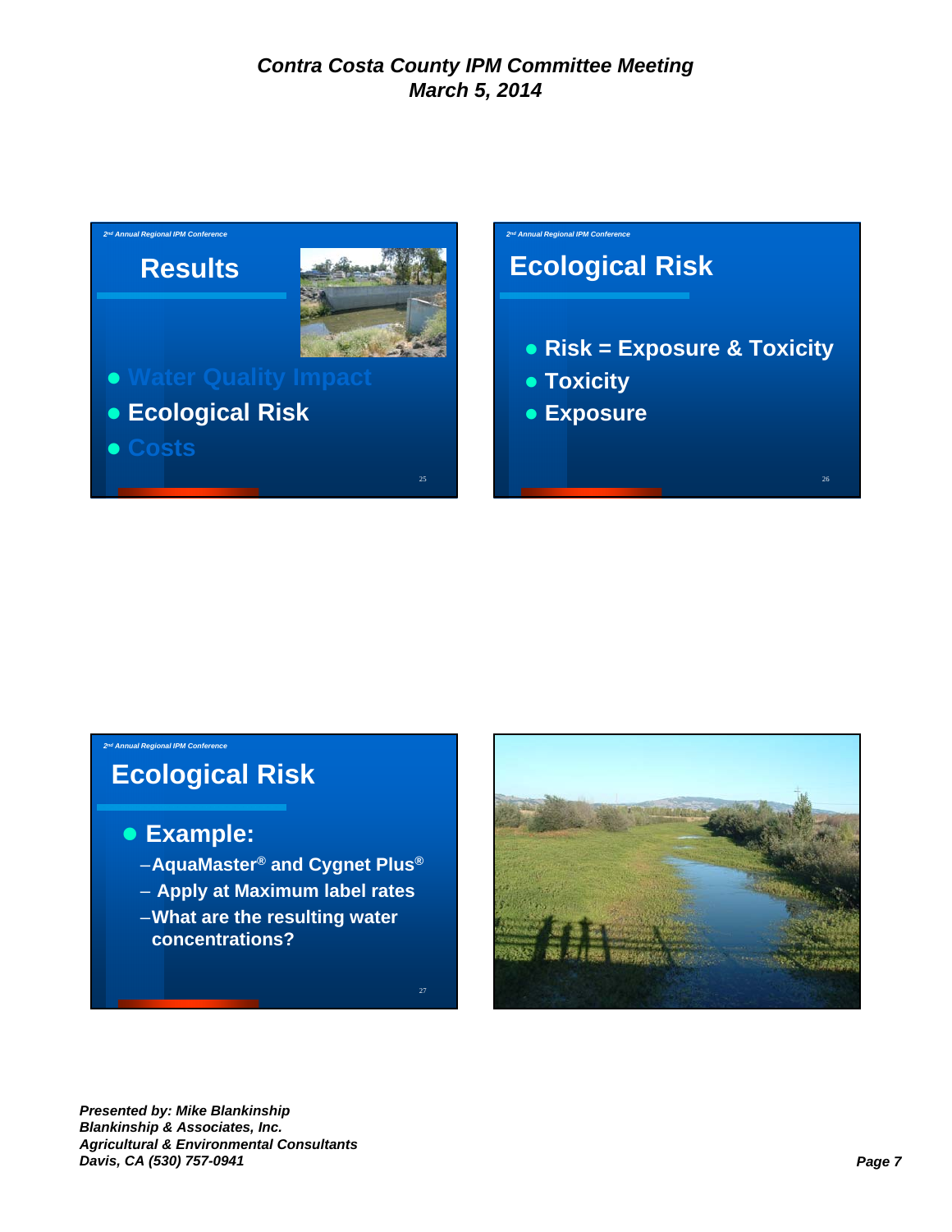## Results

- Water Quality Impact
- Ecological Risk
- Costs

## Ecological Risk

- Risk = Exposure & Toxicity
- Toxicity
- Exposure

## Ecological Risk

- Example:
  - AquaMaster® and Cygnet Plus®
  - Apply at Maximum label rates
  - What are the resulting water concentrations?

*Presented by: Mike Blankinship*
*Blankinship & Associates, Inc.*
*Agricultural & Environmental Consultants*
*Davis, CA (530) 757-0941*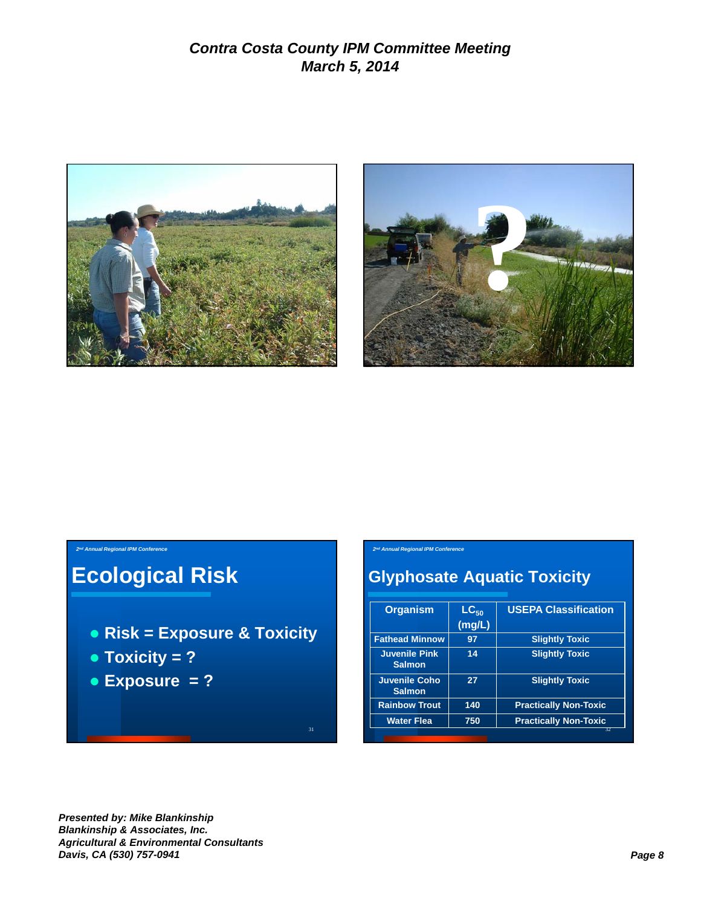*Contra Costa County IPM Committee Meeting*
*March 5, 2014*

## Ecological Risk

- **Risk = Exposure & Toxicity**
- **Toxicity = ?**
- **Exposure = ?**

## Glyphosate Aquatic Toxicity

| Organism | $LC_{50}$ (mg/L) | USEPA Classification |
|---|---|---|
| Fathead Minnow | 97 | Slightly Toxic |
| Juvenile Pink Salmon | 14 | Slightly Toxic |
| Juvenile Coho Salmon | 27 | Slightly Toxic |
| Rainbow Trout | 140 | Practically Non-Toxic |
| Water Flea | 750 | Practically Non-Toxic |

*Presented by: Mike Blankinship*
*Blankinship & Associates, Inc.*
*Agricultural & Environmental Consultants*
*Davis, CA (530) 757-0941*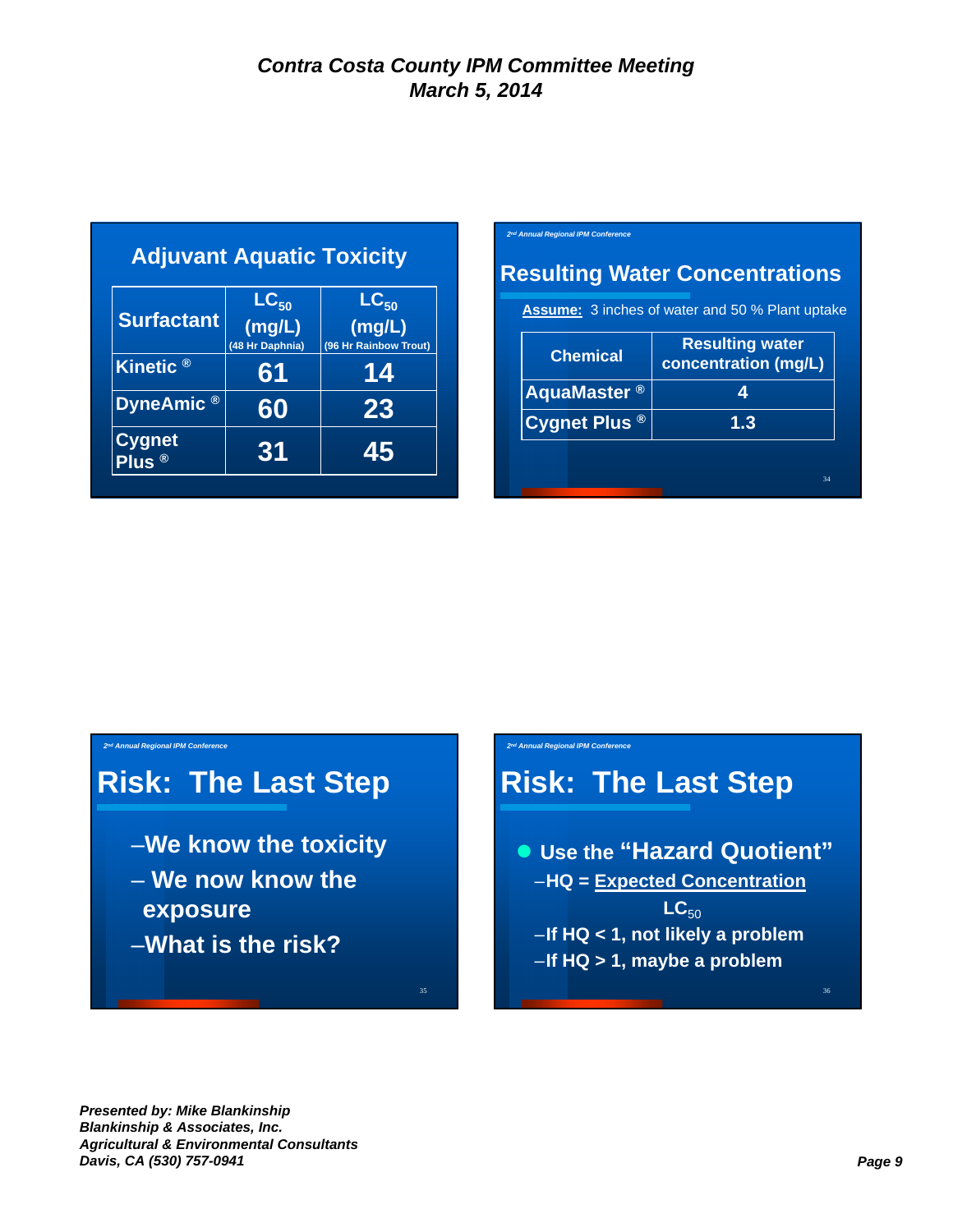## Adjuvant Aquatic Toxicity

| Surfactant | $LC_{50}$ (mg/L) (48 Hr Daphnia) | $LC_{50}$ (mg/L) (96 Hr Rainbow Trout) |
|---|---|---|
| Kinetic ® | 61 | 14 |
| DyneAmic ® | 60 | 23 |
| Cygnet Plus ® | 31 | 45 |

## Resulting Water Concentrations

**Assume:** 3 inches of water and 50 % Plant uptake

| Chemical | Resulting water concentration (mg/L) |
|---|---|
| AquaMaster ® | 4 |
| Cygnet Plus ® | 1.3 |

## Risk: The Last Step

- We know the toxicity
- We now know the exposure
- What is the risk?

## Risk: The Last Step

- Use the "Hazard Quotient"
  - $HQ = \frac{\text{Expected Concentration}}{LC_{50}}$
  - If HQ < 1, not likely a problem
  - If HQ > 1, maybe a problem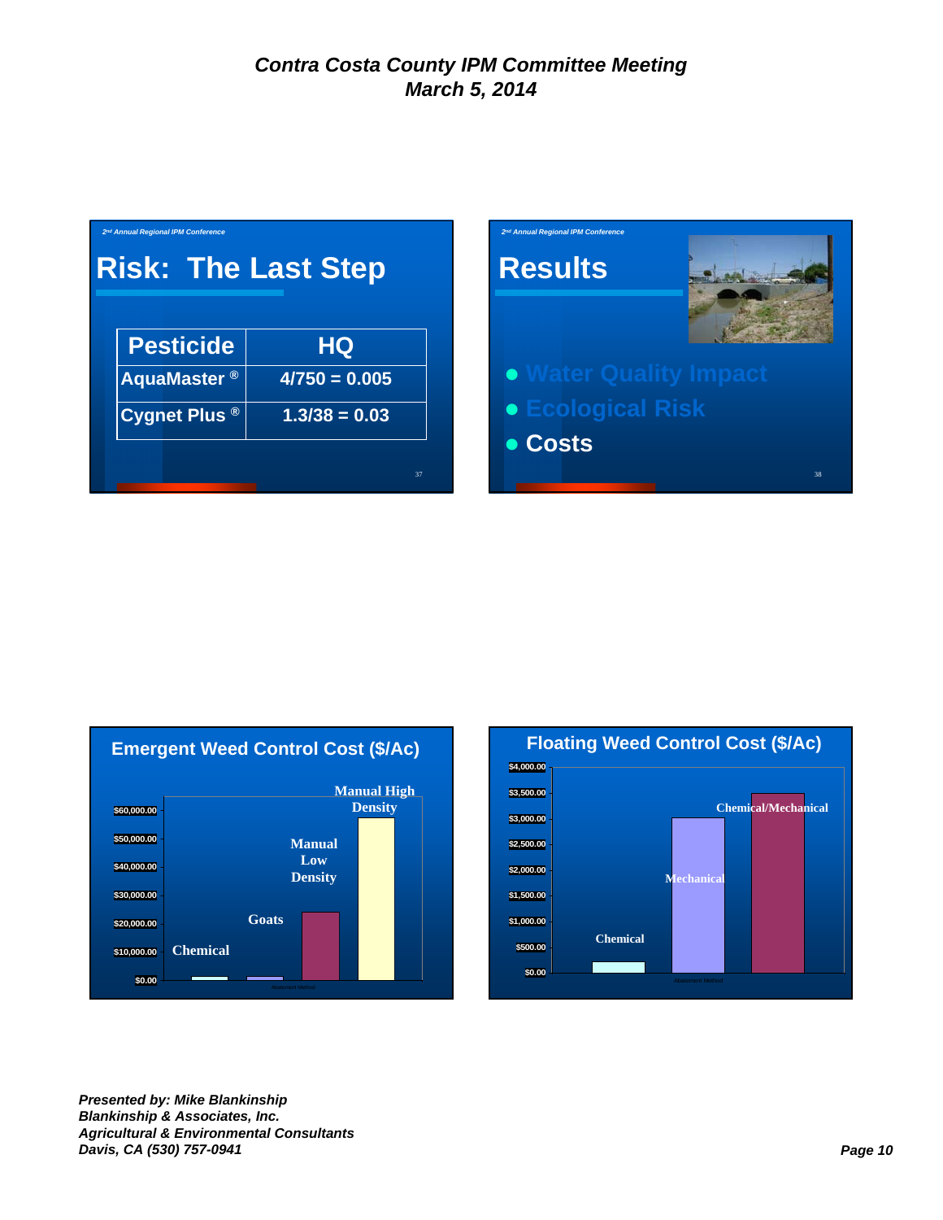## Risk: The Last Step

| Pesticide | HQ |
|---|---|
| AquaMaster ® | 4/750 = 0.005 |
| Cygnet Plus ® | 1.3/38 = 0.03 |

## Results

- Water Quality Impact
- Ecological Risk
- Costs

### Emergent Weed Control Cost ($/Ac)

Chart bars: Chemical, Goats, Manual Low Density, Manual High Density

Y-axis: $0.00, $10,000.00, $20,000.00, $30,000.00, $40,000.00, $50,000.00, $60,000.00

X-axis: Abatement Method

### Floating Weed Control Cost ($/Ac)

Chart bars: Chemical, Mechanical, Chemical/Mechanical

Y-axis: $0.00, $500.00, $1,000.00, $1,500.00, $2,000.00, $2,500.00, $3,000.00, $3,500.00, $4,000.00

X-axis: Abatement Method

*Presented by: Mike Blankinship*
*Blankinship & Associates, Inc.*
*Agricultural & Environmental Consultants*
*Davis, CA (530) 757-0941*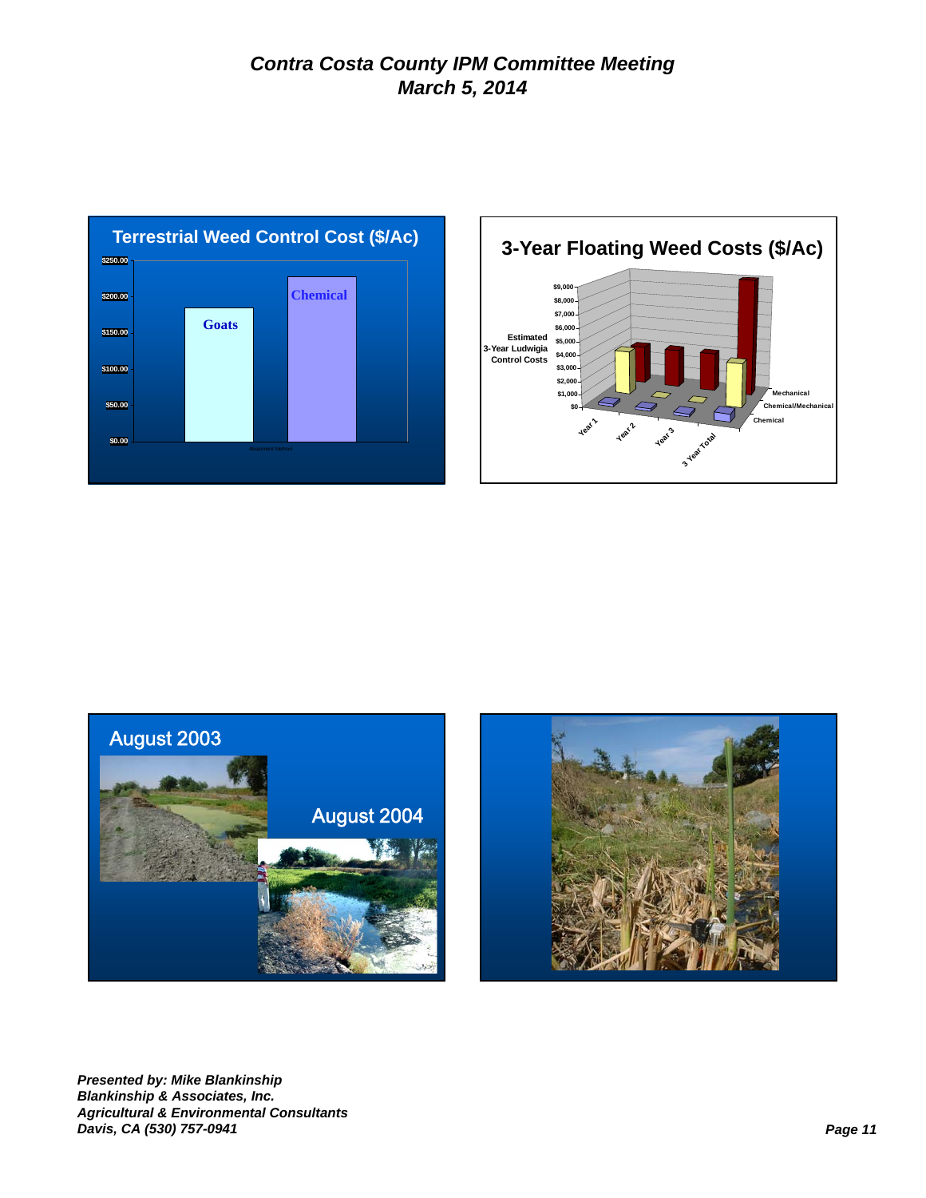## Terrestrial Weed Control Cost ($/Ac)

$250.00
$200.00
$150.00
$100.00
$50.00
$0.00

Goats

Chemical

## 3-Year Floating Weed Costs ($/Ac)

Estimated 3-Year Ludwigia Control Costs

$9,000
$8,000
$7,000
$6,000
$5,000
$4,000
$3,000
$2,000
$1,000
$0

Year 1
Year 2
Year 3
3 Year Total

Mechanical
Chemical/Mechanical
Chemical

August 2003

August 2004

*Presented by: Mike Blankinship*
*Blankinship & Associates, Inc.*
*Agricultural & Environmental Consultants*
*Davis, CA (530) 757-0941*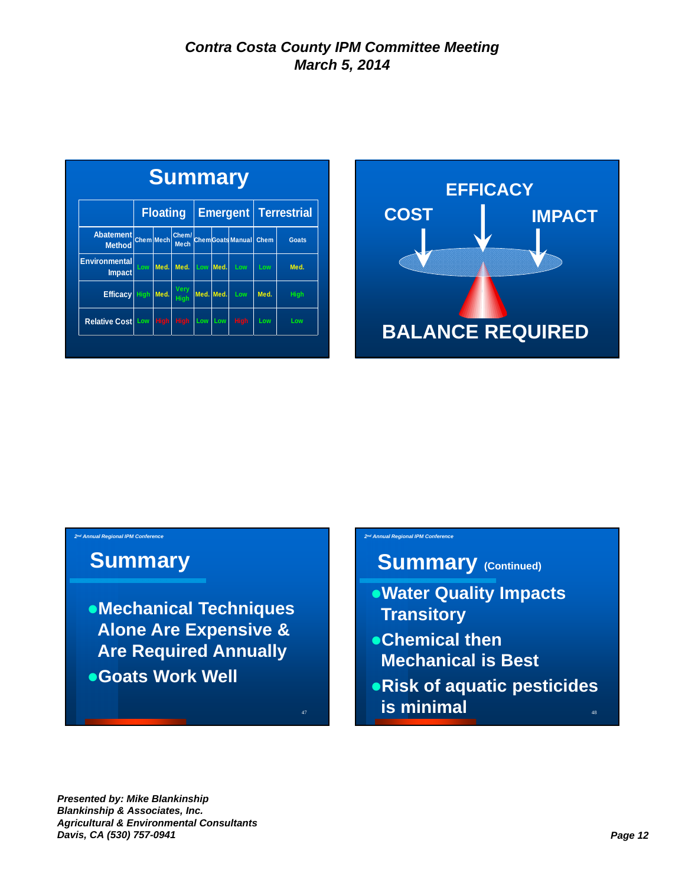***Contra Costa County IPM Committee Meeting***
***March 5, 2014***

## Summary

| | Floating | | | Emergent | | | Terrestrial | |
|---|---|---|---|---|---|---|---|---|
| Abatement Method | Chem | Mech | Chem/ Mech | Chem | Goats | Manual | Chem | Goats |
| Environmental Impact | Low | Med. | Med. | Low | Med. | Low | Low | Med. |
| Efficacy | High | Med. | Very High | Med. | Med. | Low | Med. | High |
| Relative Cost | Low | High | High | Low | Low | High | Low | Low |

EFFICACY

COST

IMPACT

BALANCE REQUIRED

*2nd Annual Regional IPM Conference*

## Summary

- Mechanical Techniques Alone Are Expensive & Are Required Annually
- Goats Work Well

*2nd Annual Regional IPM Conference*

## Summary (Continued)

- Water Quality Impacts Transitory
- Chemical then Mechanical is Best
- Risk of aquatic pesticides is minimal

***Presented by: Mike Blankinship***
***Blankinship & Associates, Inc.***
***Agricultural & Environmental Consultants***
***Davis, CA (530) 757-0941***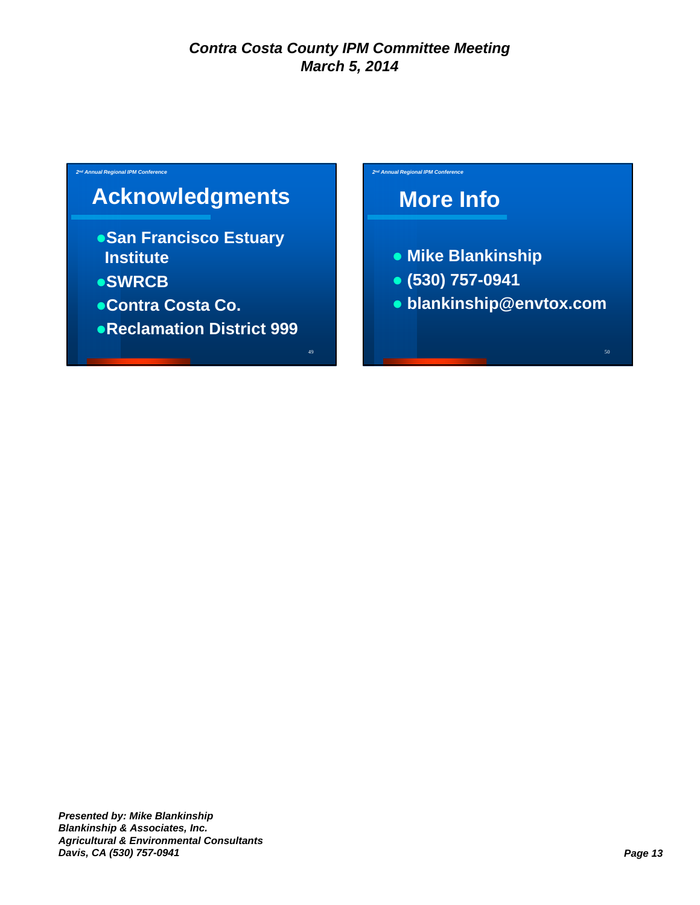## Acknowledgments

- San Francisco Estuary Institute
- SWRCB
- Contra Costa Co.
- Reclamation District 999

## More Info

- Mike Blankinship
- (530) 757-0941
- blankinship@envtox.com